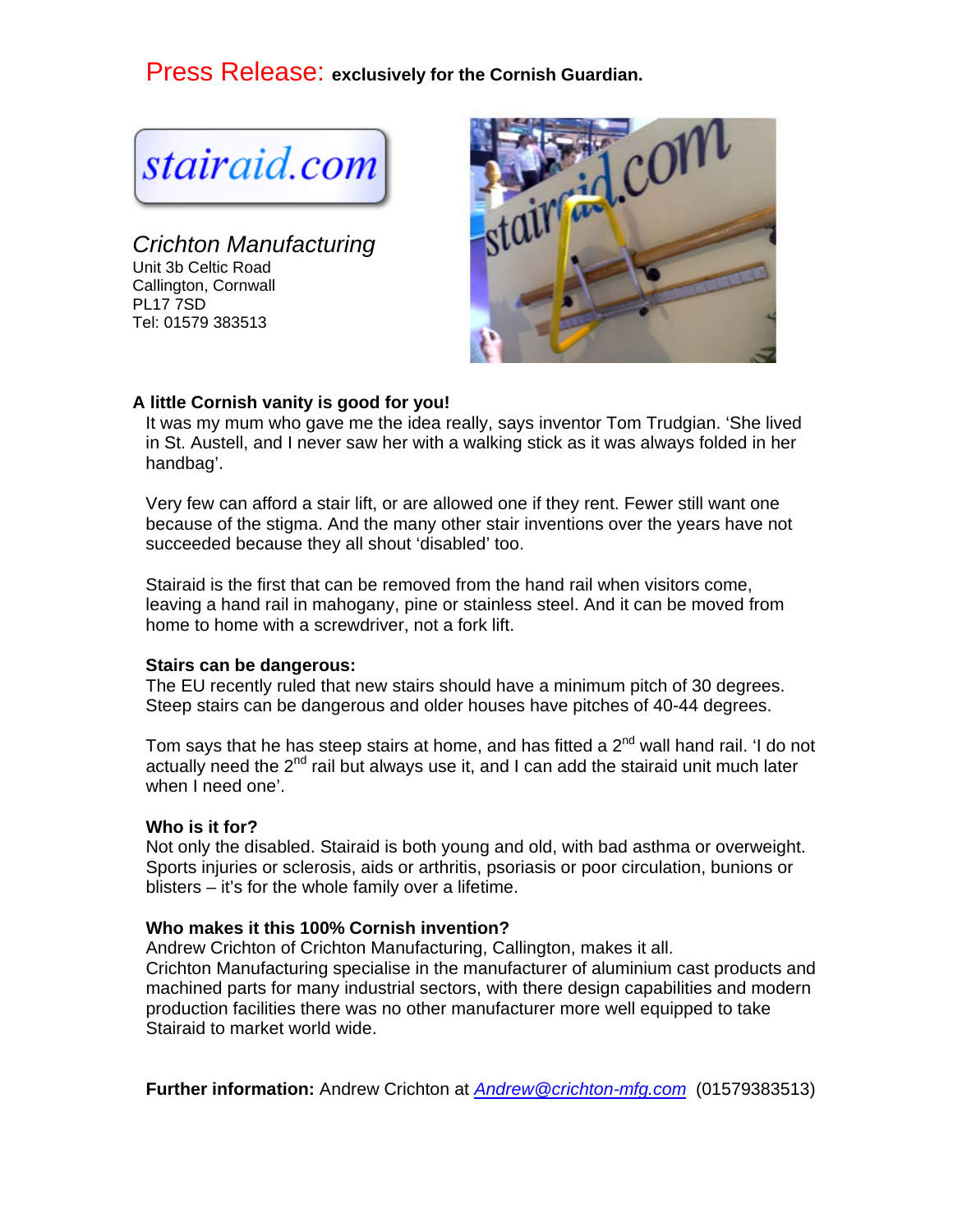Press Release: **exclusively for the Cornish Guardian.**

stairaid.com

*Crichton Manufacturing*
Unit 3b Celtic Road
Callington, Cornwall
PL17 7SD
Tel: 01579 383513

**A little Cornish vanity is good for you!**

It was my mum who gave me the idea really, says inventor Tom Trudgian. 'She lived in St. Austell, and I never saw her with a walking stick as it was always folded in her handbag'.

Very few can afford a stair lift, or are allowed one if they rent. Fewer still want one because of the stigma. And the many other stair inventions over the years have not succeeded because they all shout 'disabled' too.

Stairaid is the first that can be removed from the hand rail when visitors come, leaving a hand rail in mahogany, pine or stainless steel. And it can be moved from home to home with a screwdriver, not a fork lift.

**Stairs can be dangerous:**

The EU recently ruled that new stairs should have a minimum pitch of 30 degrees. Steep stairs can be dangerous and older houses have pitches of 40-44 degrees.

Tom says that he has steep stairs at home, and has fitted a 2nd wall hand rail. 'I do not actually need the 2nd rail but always use it, and I can add the stairaid unit much later when I need one'.

**Who is it for?**

Not only the disabled. Stairaid is both young and old, with bad asthma or overweight. Sports injuries or sclerosis, aids or arthritis, psoriasis or poor circulation, bunions or blisters – it's for the whole family over a lifetime.

**Who makes it this 100% Cornish invention?**

Andrew Crichton of Crichton Manufacturing, Callington, makes it all.
Crichton Manufacturing specialise in the manufacturer of aluminium cast products and machined parts for many industrial sectors, with there design capabilities and modern production facilities there was no other manufacturer more well equipped to take Stairaid to market world wide.

**Further information:** Andrew Crichton at *Andrew@crichton-mfg.com* (01579383513)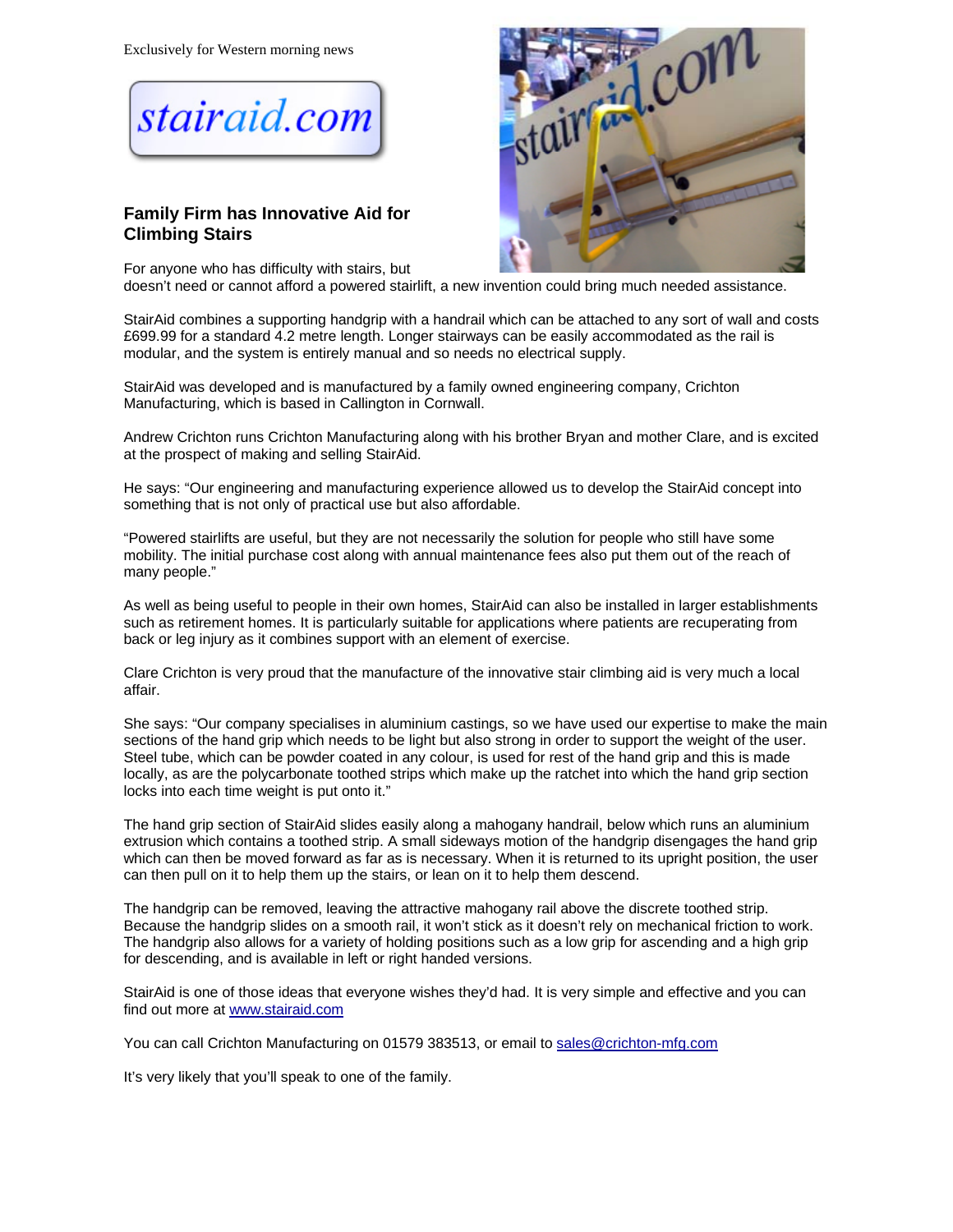Exclusively for Western morning news

stairaid.com

## Family Firm has Innovative Aid for Climbing Stairs

For anyone who has difficulty with stairs, but doesn't need or cannot afford a powered stairlift, a new invention could bring much needed assistance.

StairAid combines a supporting handgrip with a handrail which can be attached to any sort of wall and costs £699.99 for a standard 4.2 metre length. Longer stairways can be easily accommodated as the rail is modular, and the system is entirely manual and so needs no electrical supply.

StairAid was developed and is manufactured by a family owned engineering company, Crichton Manufacturing, which is based in Callington in Cornwall.

Andrew Crichton runs Crichton Manufacturing along with his brother Bryan and mother Clare, and is excited at the prospect of making and selling StairAid.

He says: "Our engineering and manufacturing experience allowed us to develop the StairAid concept into something that is not only of practical use but also affordable.

"Powered stairlifts are useful, but they are not necessarily the solution for people who still have some mobility. The initial purchase cost along with annual maintenance fees also put them out of the reach of many people."

As well as being useful to people in their own homes, StairAid can also be installed in larger establishments such as retirement homes. It is particularly suitable for applications where patients are recuperating from back or leg injury as it combines support with an element of exercise.

Clare Crichton is very proud that the manufacture of the innovative stair climbing aid is very much a local affair.

She says: "Our company specialises in aluminium castings, so we have used our expertise to make the main sections of the hand grip which needs to be light but also strong in order to support the weight of the user. Steel tube, which can be powder coated in any colour, is used for rest of the hand grip and this is made locally, as are the polycarbonate toothed strips which make up the ratchet into which the hand grip section locks into each time weight is put onto it."

The hand grip section of StairAid slides easily along a mahogany handrail, below which runs an aluminium extrusion which contains a toothed strip. A small sideways motion of the handgrip disengages the hand grip which can then be moved forward as far as is necessary. When it is returned to its upright position, the user can then pull on it to help them up the stairs, or lean on it to help them descend.

The handgrip can be removed, leaving the attractive mahogany rail above the discrete toothed strip. Because the handgrip slides on a smooth rail, it won't stick as it doesn't rely on mechanical friction to work. The handgrip also allows for a variety of holding positions such as a low grip for ascending and a high grip for descending, and is available in left or right handed versions.

StairAid is one of those ideas that everyone wishes they'd had. It is very simple and effective and you can find out more at www.stairaid.com

You can call Crichton Manufacturing on 01579 383513, or email to sales@crichton-mfg.com

It's very likely that you'll speak to one of the family.